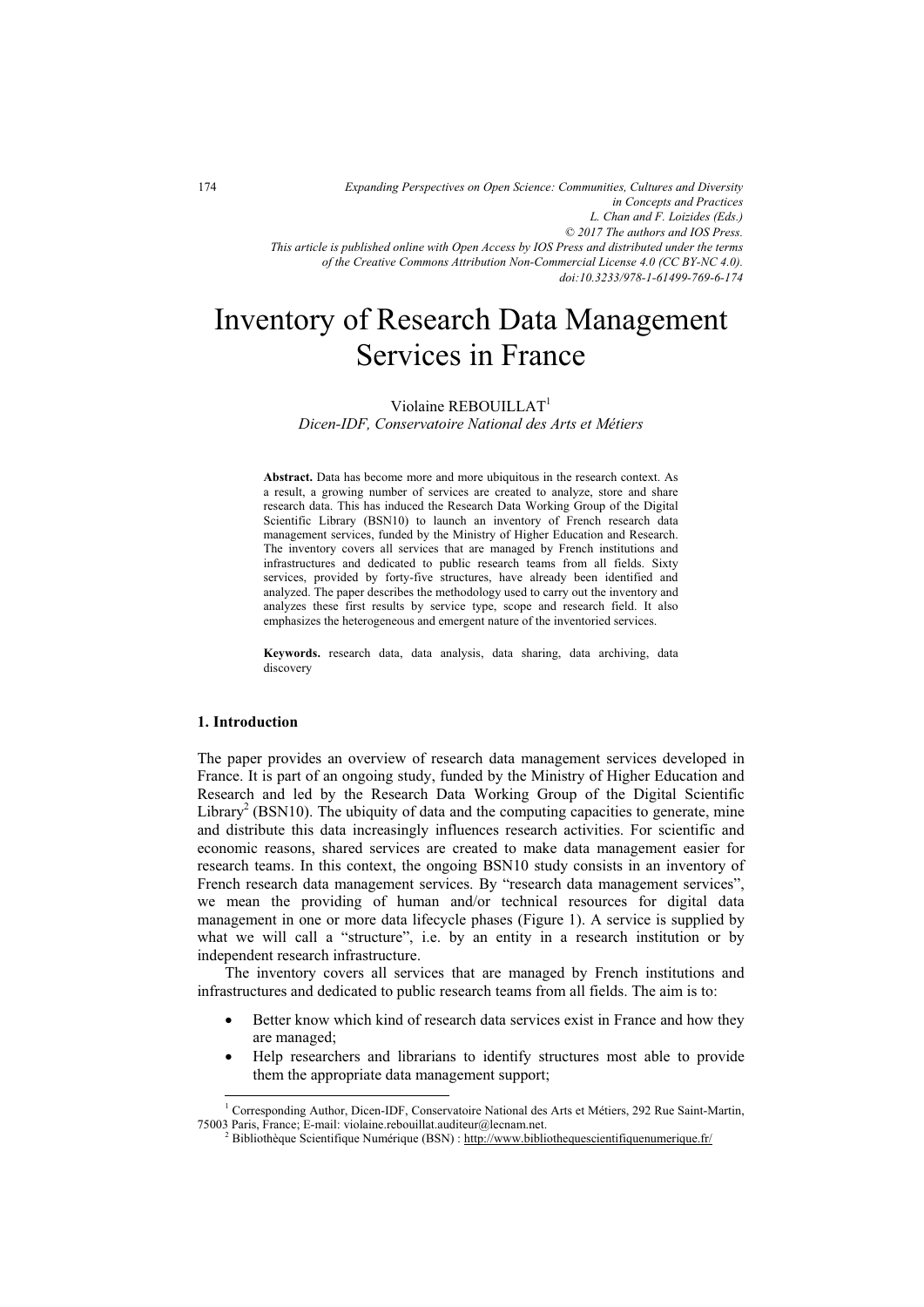# Inventory of Research Data Management Services in France

Violaine REBOUILLAT[1]

*Dicen-IDF, Conservatoire National des Arts et Métiers*

**Abstract.** Data has become more and more ubiquitous in the research context. As a result, a growing number of services are created to analyze, store and share research data. This has induced the Research Data Working Group of the Digital Scientific Library (BSN10) to launch an inventory of French research data management services, funded by the Ministry of Higher Education and Research. The inventory covers all services that are managed by French institutions and infrastructures and dedicated to public research teams from all fields. Sixty services, provided by forty-five structures, have already been identified and analyzed. The paper describes the methodology used to carry out the inventory and analyzes these first results by service type, scope and research field. It also emphasizes the heterogeneous and emergent nature of the inventoried services.

**Keywords.** research data, data analysis, data sharing, data archiving, data discovery

## 1. Introduction

The paper provides an overview of research data management services developed in France. It is part of an ongoing study, funded by the Ministry of Higher Education and Research and led by the Research Data Working Group of the Digital Scientific Library[2] (BSN10). The ubiquity of data and the computing capacities to generate, mine and distribute this data increasingly influences research activities. For scientific and economic reasons, shared services are created to make data management easier for research teams. In this context, the ongoing BSN10 study consists in an inventory of French research data management services. By "research data management services", we mean the providing of human and/or technical resources for digital data management in one or more data lifecycle phases (Figure 1). A service is supplied by what we will call a "structure", i.e. by an entity in a research institution or by independent research infrastructure.

The inventory covers all services that are managed by French institutions and infrastructures and dedicated to public research teams from all fields. The aim is to:

- Better know which kind of research data services exist in France and how they are managed;
- Help researchers and librarians to identify structures most able to provide them the appropriate data management support;

---

[1] Corresponding Author, Dicen-IDF, Conservatoire National des Arts et Métiers, 292 Rue Saint-Martin, 75003 Paris, France; E-mail: violaine.rebouillat.auditeur@lecnam.net.

[2] Bibliothèque Scientifique Numérique (BSN) : http://www.bibliothequescientifiquenumerique.fr/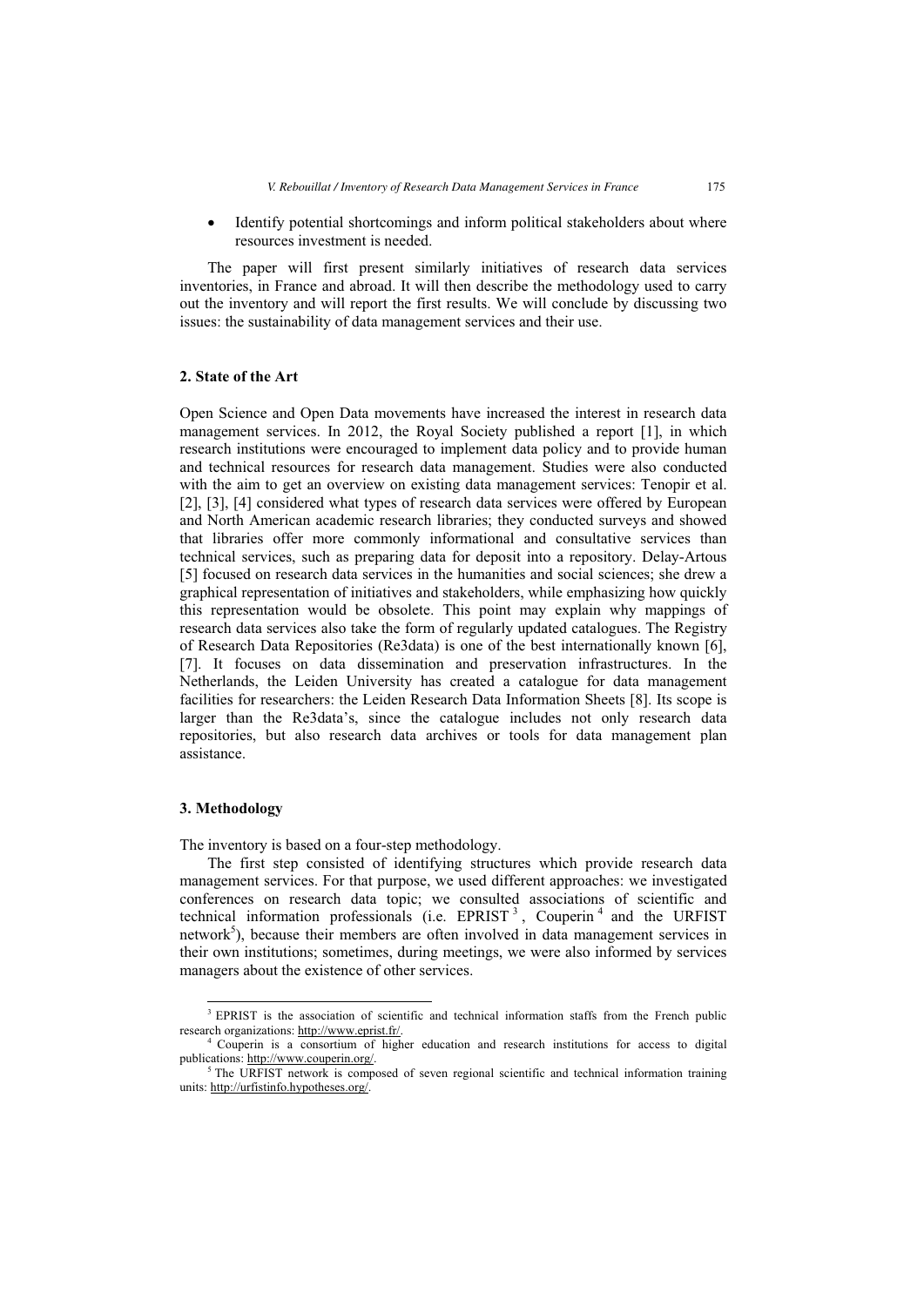- Identify potential shortcomings and inform political stakeholders about where resources investment is needed.

The paper will first present similarly initiatives of research data services inventories, in France and abroad. It will then describe the methodology used to carry out the inventory and will report the first results. We will conclude by discussing two issues: the sustainability of data management services and their use.

## 2. State of the Art

Open Science and Open Data movements have increased the interest in research data management services. In 2012, the Royal Society published a report [1], in which research institutions were encouraged to implement data policy and to provide human and technical resources for research data management. Studies were also conducted with the aim to get an overview on existing data management services: Tenopir et al. [2], [3], [4] considered what types of research data services were offered by European and North American academic research libraries; they conducted surveys and showed that libraries offer more commonly informational and consultative services than technical services, such as preparing data for deposit into a repository. Delay-Artous [5] focused on research data services in the humanities and social sciences; she drew a graphical representation of initiatives and stakeholders, while emphasizing how quickly this representation would be obsolete. This point may explain why mappings of research data services also take the form of regularly updated catalogues. The Registry of Research Data Repositories (Re3data) is one of the best internationally known [6], [7]. It focuses on data dissemination and preservation infrastructures. In the Netherlands, the Leiden University has created a catalogue for data management facilities for researchers: the Leiden Research Data Information Sheets [8]. Its scope is larger than the Re3data's, since the catalogue includes not only research data repositories, but also research data archives or tools for data management plan assistance.

## 3. Methodology

The inventory is based on a four-step methodology.

The first step consisted of identifying structures which provide research data management services. For that purpose, we used different approaches: we investigated conferences on research data topic; we consulted associations of scientific and technical information professionals (i.e. EPRIST[3], Couperin[4] and the URFIST network[5]), because their members are often involved in data management services in their own institutions; sometimes, during meetings, we were also informed by services managers about the existence of other services.

---

[3] EPRIST is the association of scientific and technical information staffs from the French public research organizations: http://www.eprist.fr/.

[4] Couperin is a consortium of higher education and research institutions for access to digital publications: http://www.couperin.org/.

[5] The URFIST network is composed of seven regional scientific and technical information training units: http://urfistinfo.hypotheses.org/.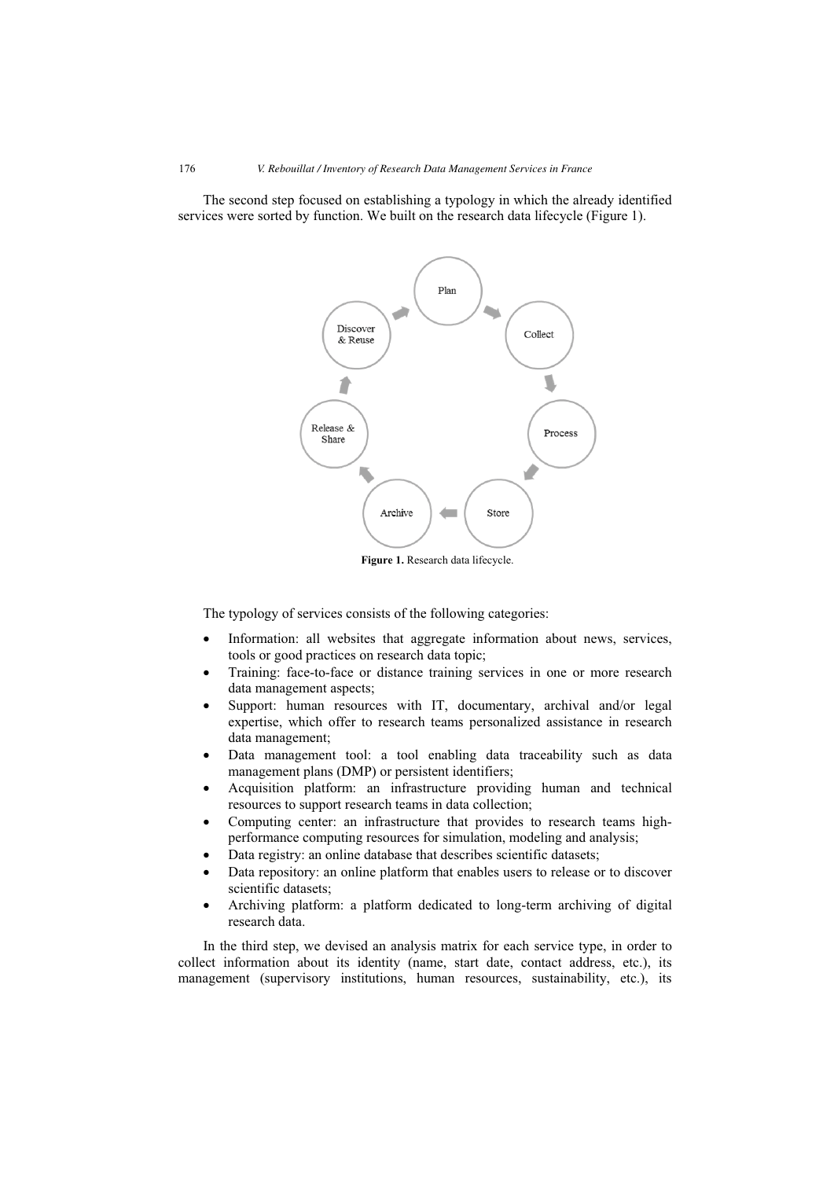The second step focused on establishing a typology in which the already identified services were sorted by function. We built on the research data lifecycle (Figure 1).

**Figure 1.** Research data lifecycle.

The typology of services consists of the following categories:

- Information: all websites that aggregate information about news, services, tools or good practices on research data topic;
- Training: face-to-face or distance training services in one or more research data management aspects;
- Support: human resources with IT, documentary, archival and/or legal expertise, which offer to research teams personalized assistance in research data management;
- Data management tool: a tool enabling data traceability such as data management plans (DMP) or persistent identifiers;
- Acquisition platform: an infrastructure providing human and technical resources to support research teams in data collection;
- Computing center: an infrastructure that provides to research teams high-performance computing resources for simulation, modeling and analysis;
- Data registry: an online database that describes scientific datasets;
- Data repository: an online platform that enables users to release or to discover scientific datasets;
- Archiving platform: a platform dedicated to long-term archiving of digital research data.

In the third step, we devised an analysis matrix for each service type, in order to collect information about its identity (name, start date, contact address, etc.), its management (supervisory institutions, human resources, sustainability, etc.), its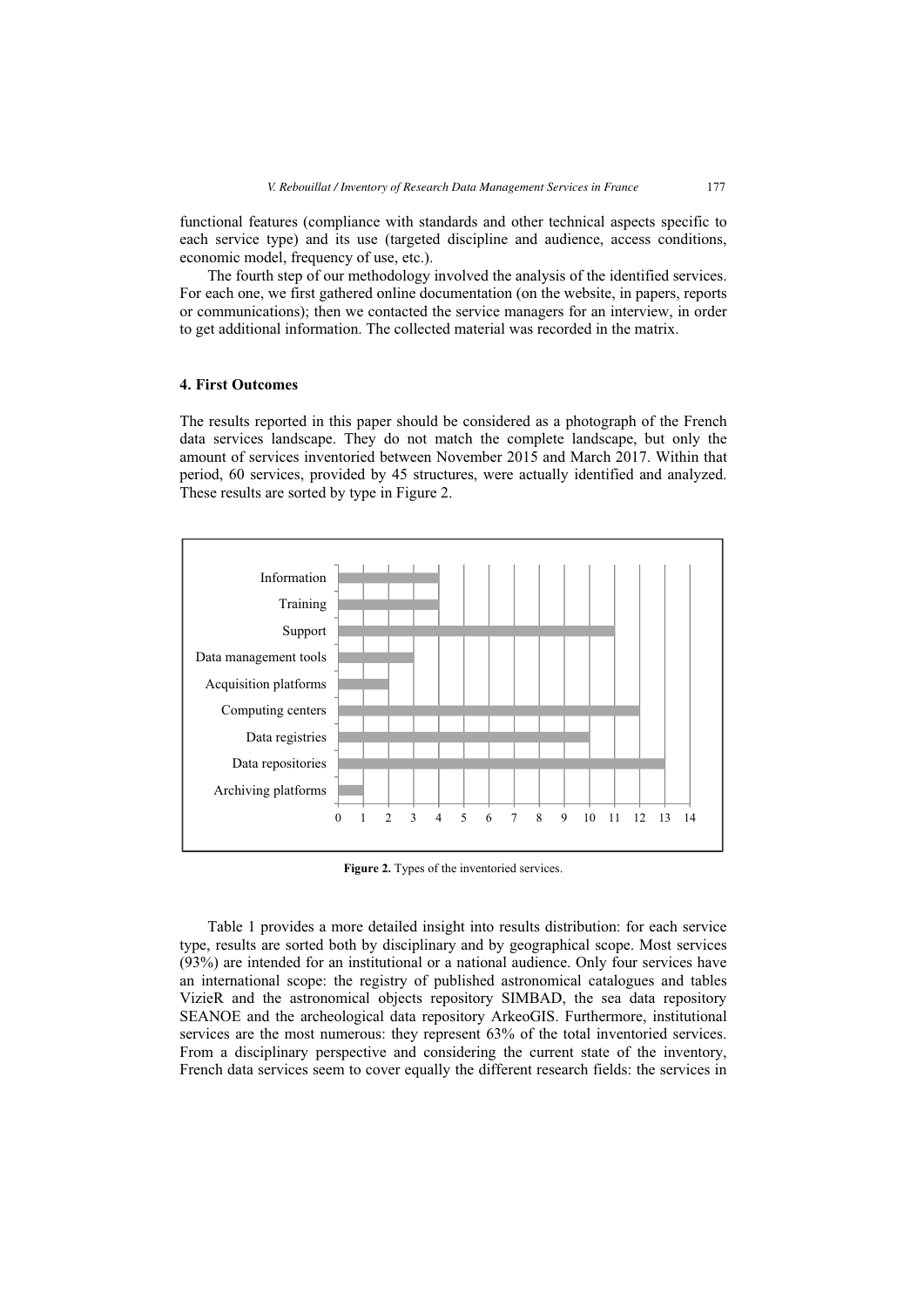functional features (compliance with standards and other technical aspects specific to each service type) and its use (targeted discipline and audience, access conditions, economic model, frequency of use, etc.).

The fourth step of our methodology involved the analysis of the identified services. For each one, we first gathered online documentation (on the website, in papers, reports or communications); then we contacted the service managers for an interview, in order to get additional information. The collected material was recorded in the matrix.

## 4. First Outcomes

The results reported in this paper should be considered as a photograph of the French data services landscape. They do not match the complete landscape, but only the amount of services inventoried between November 2015 and March 2017. Within that period, 60 services, provided by 45 structures, were actually identified and analyzed. These results are sorted by type in Figure 2.

| Service type | Number |
| --- | --- |
| Information | 4 |
| Training | 4 |
| Support | 11 |
| Data management tools | 3 |
| Acquisition platforms | 2 |
| Computing centers | 12 |
| Data registries | 10 |
| Data repositories | 13 |
| Archiving platforms | 1 |

**Figure 2.** Types of the inventoried services.

Table 1 provides a more detailed insight into results distribution: for each service type, results are sorted both by disciplinary and by geographical scope. Most services (93%) are intended for an institutional or a national audience. Only four services have an international scope: the registry of published astronomical catalogues and tables VizieR and the astronomical objects repository SIMBAD, the sea data repository SEANOE and the archeological data repository ArkeoGIS. Furthermore, institutional services are the most numerous: they represent 63% of the total inventoried services. From a disciplinary perspective and considering the current state of the inventory, French data services seem to cover equally the different research fields: the services in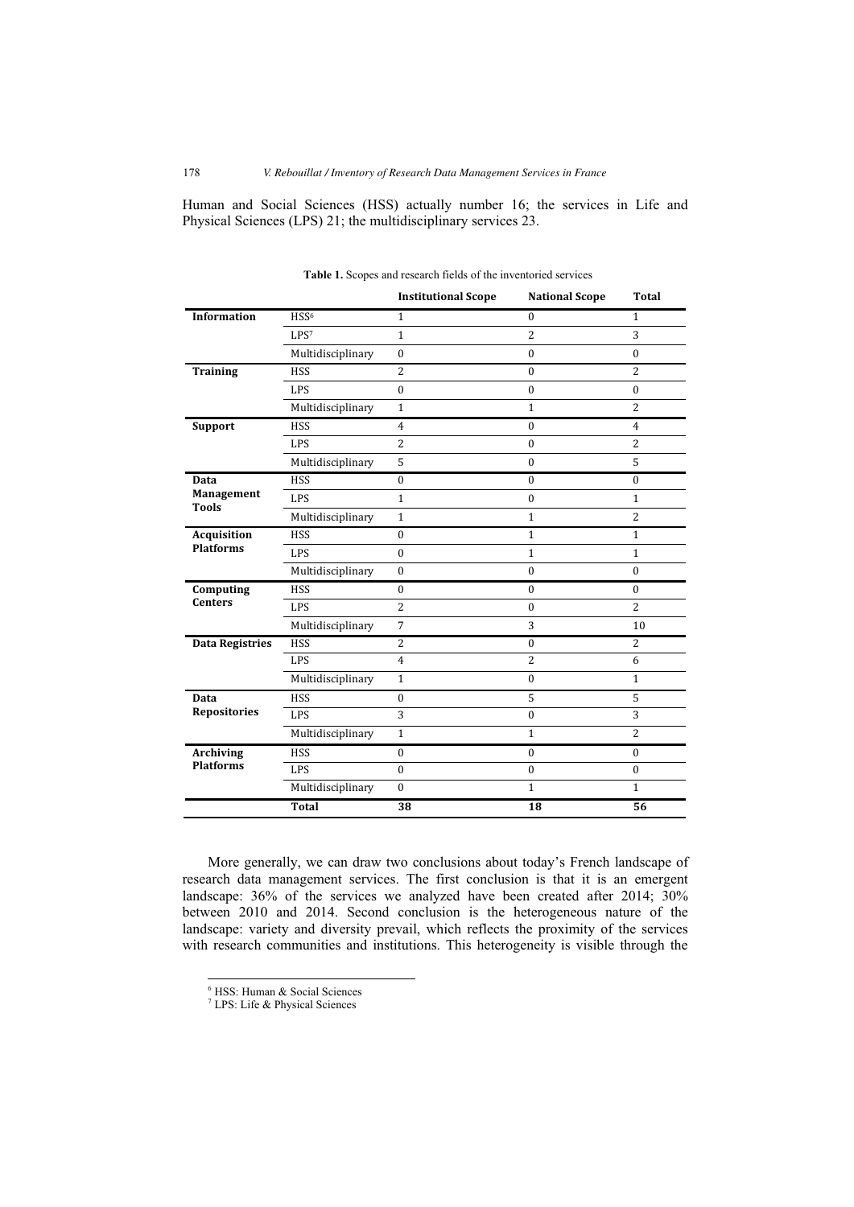Human and Social Sciences (HSS) actually number 16; the services in Life and Physical Sciences (LPS) 21; the multidisciplinary services 23.

**Table 1.** Scopes and research fields of the inventoried services

| | | Institutional Scope | National Scope | Total |
|---|---|---|---|---|
| **Information** | HSS[6] | 1 | 0 | 1 |
| | LPS[7] | 1 | 2 | 3 |
| | Multidisciplinary | 0 | 0 | 0 |
| **Training** | HSS | 2 | 0 | 2 |
| | LPS | 0 | 0 | 0 |
| | Multidisciplinary | 1 | 1 | 2 |
| **Support** | HSS | 4 | 0 | 4 |
| | LPS | 2 | 0 | 2 |
| | Multidisciplinary | 5 | 0 | 5 |
| **Data Management Tools** | HSS | 0 | 0 | 0 |
| | LPS | 1 | 0 | 1 |
| | Multidisciplinary | 1 | 1 | 2 |
| **Acquisition Platforms** | HSS | 0 | 1 | 1 |
| | LPS | 0 | 1 | 1 |
| | Multidisciplinary | 0 | 0 | 0 |
| **Computing Centers** | HSS | 0 | 0 | 0 |
| | LPS | 2 | 0 | 2 |
| | Multidisciplinary | 7 | 3 | 10 |
| **Data Registries** | HSS | 2 | 0 | 2 |
| | LPS | 4 | 2 | 6 |
| | Multidisciplinary | 1 | 0 | 1 |
| **Data Repositories** | HSS | 0 | 5 | 5 |
| | LPS | 3 | 0 | 3 |
| | Multidisciplinary | 1 | 1 | 2 |
| **Archiving Platforms** | HSS | 0 | 0 | 0 |
| | LPS | 0 | 0 | 0 |
| | Multidisciplinary | 0 | 1 | 1 |
| | **Total** | **38** | **18** | **56** |

More generally, we can draw two conclusions about today's French landscape of research data management services. The first conclusion is that it is an emergent landscape: 36% of the services we analyzed have been created after 2014; 30% between 2010 and 2014. Second conclusion is the heterogeneous nature of the landscape: variety and diversity prevail, which reflects the proximity of the services with research communities and institutions. This heterogeneity is visible through the

[6] HSS: Human & Social Sciences

[7] LPS: Life & Physical Sciences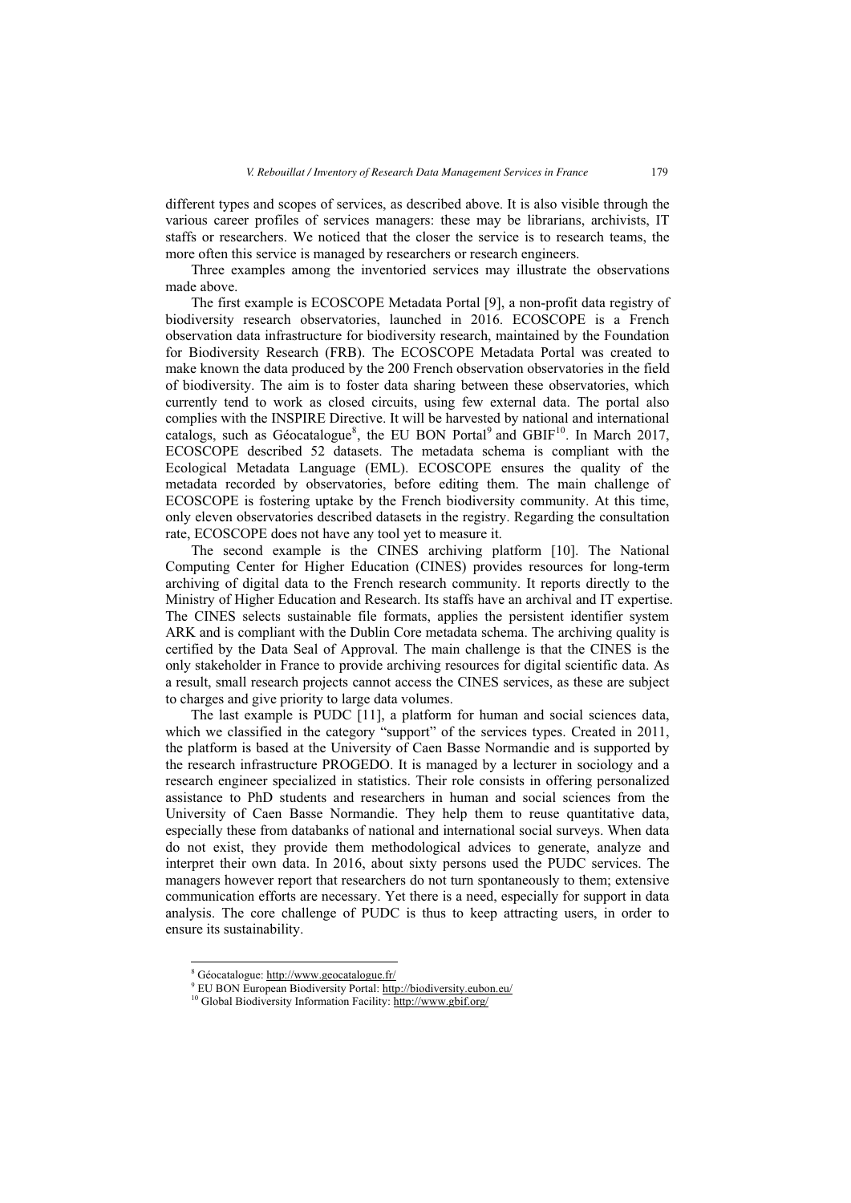different types and scopes of services, as described above. It is also visible through the various career profiles of services managers: these may be librarians, archivists, IT staffs or researchers. We noticed that the closer the service is to research teams, the more often this service is managed by researchers or research engineers.

Three examples among the inventoried services may illustrate the observations made above.

The first example is ECOSCOPE Metadata Portal [9], a non-profit data registry of biodiversity research observatories, launched in 2016. ECOSCOPE is a French observation data infrastructure for biodiversity research, maintained by the Foundation for Biodiversity Research (FRB). The ECOSCOPE Metadata Portal was created to make known the data produced by the 200 French observation observatories in the field of biodiversity. The aim is to foster data sharing between these observatories, which currently tend to work as closed circuits, using few external data. The portal also complies with the INSPIRE Directive. It will be harvested by national and international catalogs, such as Géocatalogue[8], the EU BON Portal[9] and GBIF[10]. In March 2017, ECOSCOPE described 52 datasets. The metadata schema is compliant with the Ecological Metadata Language (EML). ECOSCOPE ensures the quality of the metadata recorded by observatories, before editing them. The main challenge of ECOSCOPE is fostering uptake by the French biodiversity community. At this time, only eleven observatories described datasets in the registry. Regarding the consultation rate, ECOSCOPE does not have any tool yet to measure it.

The second example is the CINES archiving platform [10]. The National Computing Center for Higher Education (CINES) provides resources for long-term archiving of digital data to the French research community. It reports directly to the Ministry of Higher Education and Research. Its staffs have an archival and IT expertise. The CINES selects sustainable file formats, applies the persistent identifier system ARK and is compliant with the Dublin Core metadata schema. The archiving quality is certified by the Data Seal of Approval. The main challenge is that the CINES is the only stakeholder in France to provide archiving resources for digital scientific data. As a result, small research projects cannot access the CINES services, as these are subject to charges and give priority to large data volumes.

The last example is PUDC [11], a platform for human and social sciences data, which we classified in the category "support" of the services types. Created in 2011, the platform is based at the University of Caen Basse Normandie and is supported by the research infrastructure PROGEDO. It is managed by a lecturer in sociology and a research engineer specialized in statistics. Their role consists in offering personalized assistance to PhD students and researchers in human and social sciences from the University of Caen Basse Normandie. They help them to reuse quantitative data, especially these from databanks of national and international social surveys. When data do not exist, they provide them methodological advices to generate, analyze and interpret their own data. In 2016, about sixty persons used the PUDC services. The managers however report that researchers do not turn spontaneously to them; extensive communication efforts are necessary. Yet there is a need, especially for support in data analysis. The core challenge of PUDC is thus to keep attracting users, in order to ensure its sustainability.

---

[8] Géocatalogue: http://www.geocatalogue.fr/

[9] EU BON European Biodiversity Portal: http://biodiversity.eubon.eu/

[10] Global Biodiversity Information Facility: http://www.gbif.org/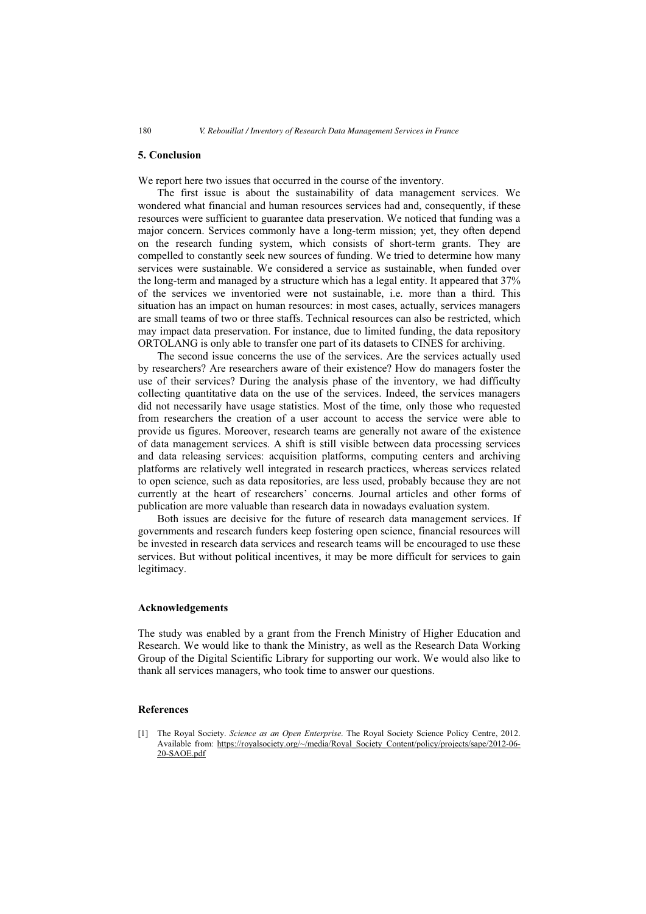## 5. Conclusion

We report here two issues that occurred in the course of the inventory.

The first issue is about the sustainability of data management services. We wondered what financial and human resources services had and, consequently, if these resources were sufficient to guarantee data preservation. We noticed that funding was a major concern. Services commonly have a long-term mission; yet, they often depend on the research funding system, which consists of short-term grants. They are compelled to constantly seek new sources of funding. We tried to determine how many services were sustainable. We considered a service as sustainable, when funded over the long-term and managed by a structure which has a legal entity. It appeared that 37% of the services we inventoried were not sustainable, i.e. more than a third. This situation has an impact on human resources: in most cases, actually, services managers are small teams of two or three staffs. Technical resources can also be restricted, which may impact data preservation. For instance, due to limited funding, the data repository ORTOLANG is only able to transfer one part of its datasets to CINES for archiving.

The second issue concerns the use of the services. Are the services actually used by researchers? Are researchers aware of their existence? How do managers foster the use of their services? During the analysis phase of the inventory, we had difficulty collecting quantitative data on the use of the services. Indeed, the services managers did not necessarily have usage statistics. Most of the time, only those who requested from researchers the creation of a user account to access the service were able to provide us figures. Moreover, research teams are generally not aware of the existence of data management services. A shift is still visible between data processing services and data releasing services: acquisition platforms, computing centers and archiving platforms are relatively well integrated in research practices, whereas services related to open science, such as data repositories, are less used, probably because they are not currently at the heart of researchers' concerns. Journal articles and other forms of publication are more valuable than research data in nowadays evaluation system.

Both issues are decisive for the future of research data management services. If governments and research funders keep fostering open science, financial resources will be invested in research data services and research teams will be encouraged to use these services. But without political incentives, it may be more difficult for services to gain legitimacy.

### Acknowledgements

The study was enabled by a grant from the French Ministry of Higher Education and Research. We would like to thank the Ministry, as well as the Research Data Working Group of the Digital Scientific Library for supporting our work. We would also like to thank all services managers, who took time to answer our questions.

### References

[1] The Royal Society. *Science as an Open Enterprise*. The Royal Society Science Policy Centre, 2012. Available from: https://royalsociety.org/~/media/Royal_Society_Content/policy/projects/sape/2012-06-20-SAOE.pdf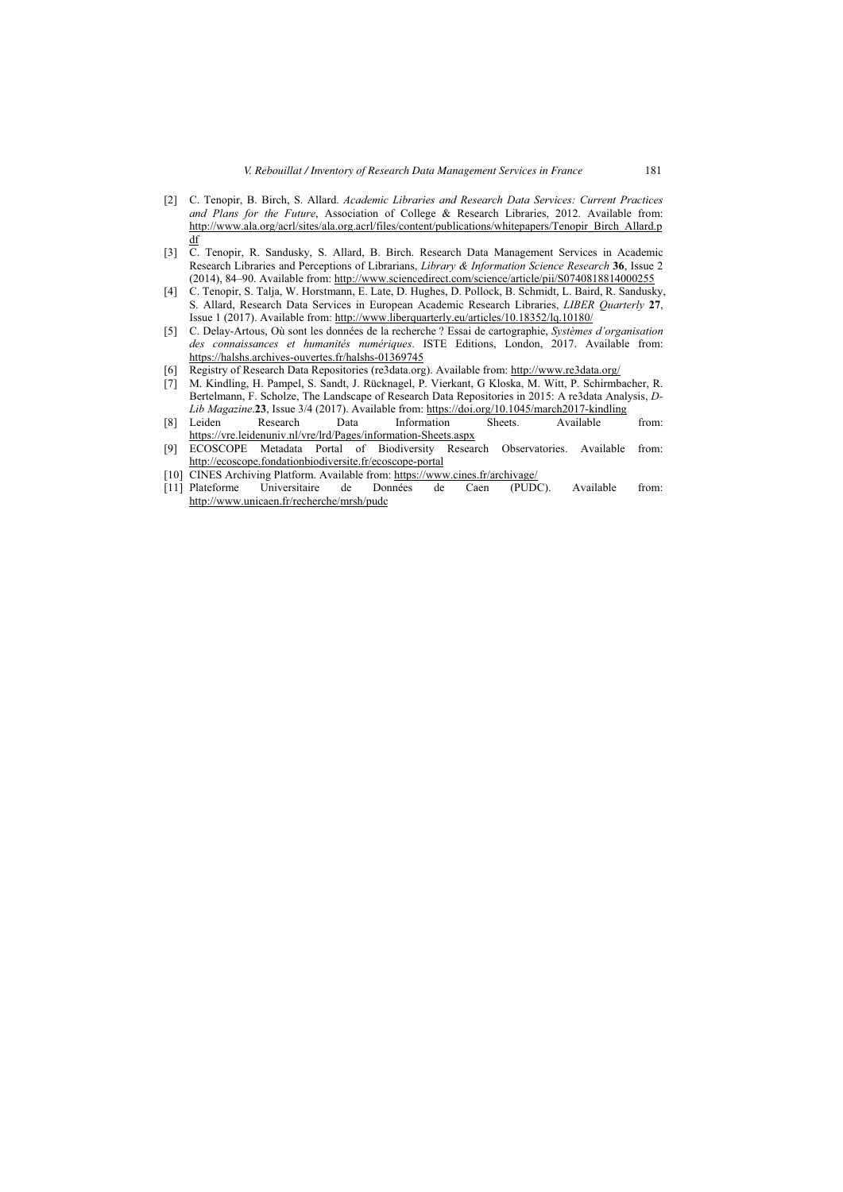[2] C. Tenopir, B. Birch, S. Allard. *Academic Libraries and Research Data Services: Current Practices and Plans for the Future*, Association of College & Research Libraries, 2012. Available from: http://www.ala.org/acrl/sites/ala.org.acrl/files/content/publications/whitepapers/Tenopir_Birch_Allard.pdf

[3] C. Tenopir, R. Sandusky, S. Allard, B. Birch. Research Data Management Services in Academic Research Libraries and Perceptions of Librarians, *Library & Information Science Research* **36**, Issue 2 (2014), 84–90. Available from: http://www.sciencedirect.com/science/article/pii/S0740818814000255

[4] C. Tenopir, S. Talja, W. Horstmann, E. Late, D. Hughes, D. Pollock, B. Schmidt, L. Baird, R. Sandusky, S. Allard, Research Data Services in European Academic Research Libraries, *LIBER Quarterly* **27**, Issue 1 (2017). Available from: http://www.liberquarterly.eu/articles/10.18352/lq.10180/

[5] C. Delay-Artous, Où sont les données de la recherche ? Essai de cartographie, *Systèmes d'organisation des connaissances et humanités numériques*. ISTE Editions, London, 2017. Available from: https://halshs.archives-ouvertes.fr/halshs-01369745

[6] Registry of Research Data Repositories (re3data.org). Available from: http://www.re3data.org/

[7] M. Kindling, H. Pampel, S. Sandt, J. Rücknagel, P. Vierkant, G Kloska, M. Witt, P. Schirmbacher, R. Bertelmann, F. Scholze, The Landscape of Research Data Repositories in 2015: A re3data Analysis, *D-Lib Magazine*.**23**, Issue 3/4 (2017). Available from: https://doi.org/10.1045/march2017-kindling

[8] Leiden Research Data Information Sheets. Available from: https://vre.leidenuniv.nl/vre/lrd/Pages/information-Sheets.aspx

[9] ECOSCOPE Metadata Portal of Biodiversity Research Observatories. Available from: http://ecoscope.fondationbiodiversite.fr/ecoscope-portal

[10] CINES Archiving Platform. Available from: https://www.cines.fr/archivage/

[11] Plateforme Universitaire de Données de Caen (PUDC). Available from: http://www.unicaen.fr/recherche/mrsh/pudc